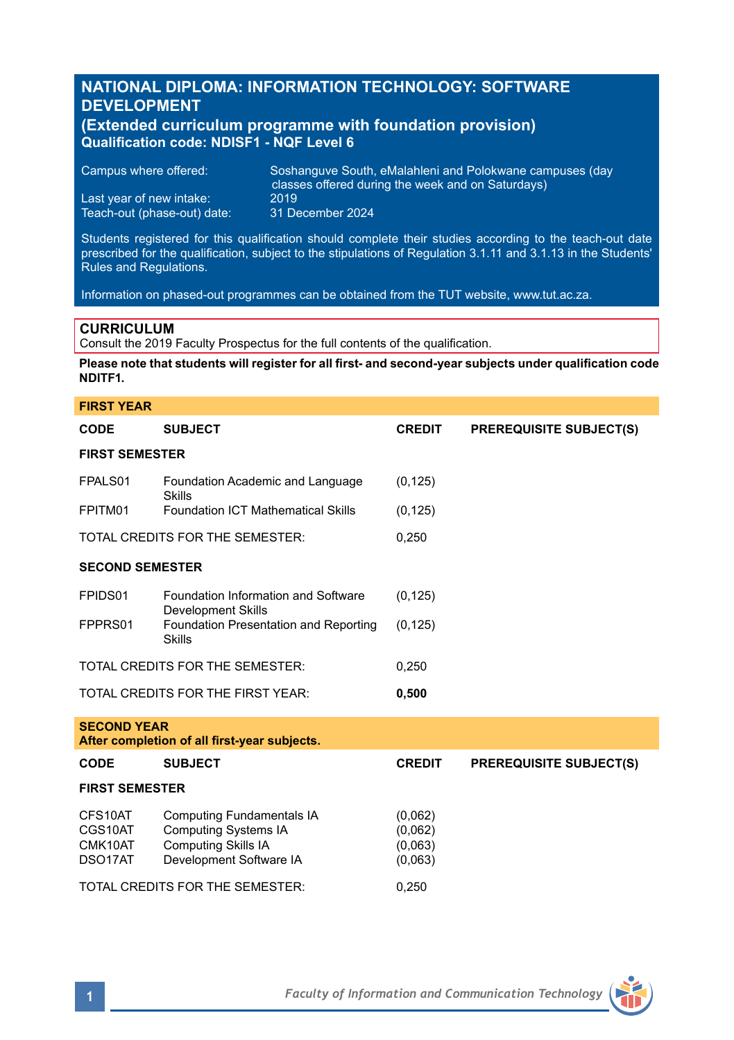# NATIONAL DIPLOMA: INFORMATION TECHNOLOGY: SOFTWARE DEVELOPMENT

## (Extended curriculum programme with foundation provision)

**Qualification code: NDISF1 - NQF Level 6**

| | |
|---|---|
| Campus where offered: | Soshanguve South, eMalahleni and Polokwane campuses (day classes offered during the week and on Saturdays) |
| Last year of new intake: | 2019 |
| Teach-out (phase-out) date: | 31 December 2024 |

Students registered for this qualification should complete their studies according to the teach-out date prescribed for the qualification, subject to the stipulations of Regulation 3.1.11 and 3.1.13 in the Students' Rules and Regulations.

Information on phased-out programmes can be obtained from the TUT website, www.tut.ac.za.

## CURRICULUM

Consult the 2019 Faculty Prospectus for the full contents of the qualification.

**Please note that students will register for all first- and second-year subjects under qualification code NDITF1.**

### FIRST YEAR

| CODE | SUBJECT | CREDIT | PREREQUISITE SUBJECT(S) |
|---|---|---|---|
| **FIRST SEMESTER** | | | |
| FPALS01 | Foundation Academic and Language Skills | (0,125) | |
| FPITM01 | Foundation ICT Mathematical Skills | (0,125) | |
| TOTAL CREDITS FOR THE SEMESTER: | | 0,250 | |
| **SECOND SEMESTER** | | | |
| FPIDS01 | Foundation Information and Software Development Skills | (0,125) | |
| FPPRS01 | Foundation Presentation and Reporting Skills | (0,125) | |
| TOTAL CREDITS FOR THE SEMESTER: | | 0,250 | |
| TOTAL CREDITS FOR THE FIRST YEAR: | | **0,500** | |

### SECOND YEAR

**After completion of all first-year subjects.**

| CODE | SUBJECT | CREDIT | PREREQUISITE SUBJECT(S) |
|---|---|---|---|
| **FIRST SEMESTER** | | | |
| CFS10AT | Computing Fundamentals IA | (0,062) | |
| CGS10AT | Computing Systems IA | (0,062) | |
| CMK10AT | Computing Skills IA | (0,063) | |
| DSO17AT | Development Software IA | (0,063) | |
| TOTAL CREDITS FOR THE SEMESTER: | | 0,250 | |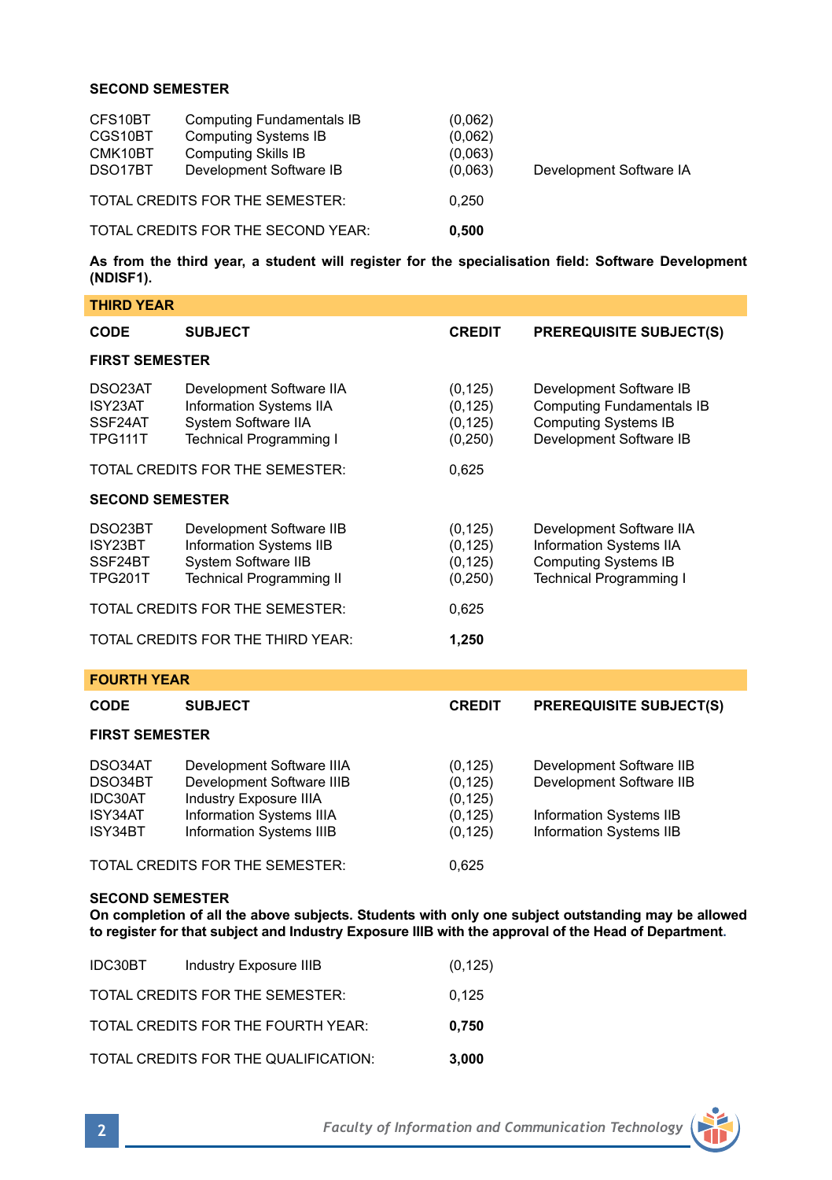**SECOND SEMESTER**

| | | | |
|---|---|---|---|
| CFS10BT | Computing Fundamentals IB | (0,062) | |
| CGS10BT | Computing Systems IB | (0,062) | |
| CMK10BT | Computing Skills IB | (0,063) | |
| DSO17BT | Development Software IB | (0,063) | Development Software IA |
| TOTAL CREDITS FOR THE SEMESTER: | | 0,250 | |
| TOTAL CREDITS FOR THE SECOND YEAR: | | **0,500** | |

**As from the third year, a student will register for the specialisation field: Software Development (NDISF1).**

## THIRD YEAR

| CODE | SUBJECT | CREDIT | PREREQUISITE SUBJECT(S) |
|---|---|---|---|
| **FIRST SEMESTER** | | | |
| DSO23AT | Development Software IIA | (0,125) | Development Software IB |
| ISY23AT | Information Systems IIA | (0,125) | Computing Fundamentals IB |
| SSF24AT | System Software IIA | (0,125) | Computing Systems IB |
| TPG111T | Technical Programming I | (0,250) | Development Software IB |
| TOTAL CREDITS FOR THE SEMESTER: | | 0,625 | |
| **SECOND SEMESTER** | | | |
| DSO23BT | Development Software IIB | (0,125) | Development Software IIA |
| ISY23BT | Information Systems IIB | (0,125) | Information Systems IIA |
| SSF24BT | System Software IIB | (0,125) | Computing Systems IB |
| TPG201T | Technical Programming II | (0,250) | Technical Programming I |
| TOTAL CREDITS FOR THE SEMESTER: | | 0,625 | |
| TOTAL CREDITS FOR THE THIRD YEAR: | | **1,250** | |

## FOURTH YEAR

| CODE | SUBJECT | CREDIT | PREREQUISITE SUBJECT(S) |
|---|---|---|---|
| **FIRST SEMESTER** | | | |
| DSO34AT | Development Software IIIA | (0,125) | Development Software IIB |
| DSO34BT | Development Software IIIB | (0,125) | Development Software IIB |
| IDC30AT | Industry Exposure IIIA | (0,125) | |
| ISY34AT | Information Systems IIIA | (0,125) | Information Systems IIB |
| ISY34BT | Information Systems IIIB | (0,125) | Information Systems IIB |
| TOTAL CREDITS FOR THE SEMESTER: | | 0,625 | |

**SECOND SEMESTER**

**On completion of all the above subjects. Students with only one subject outstanding may be allowed to register for that subject and Industry Exposure IIIB with the approval of the Head of Department.**

| | | | |
|---|---|---|---|
| IDC30BT | Industry Exposure IIIB | (0,125) | |
| TOTAL CREDITS FOR THE SEMESTER: | | 0,125 | |
| TOTAL CREDITS FOR THE FOURTH YEAR: | | **0,750** | |
| TOTAL CREDITS FOR THE QUALIFICATION: | | **3,000** | |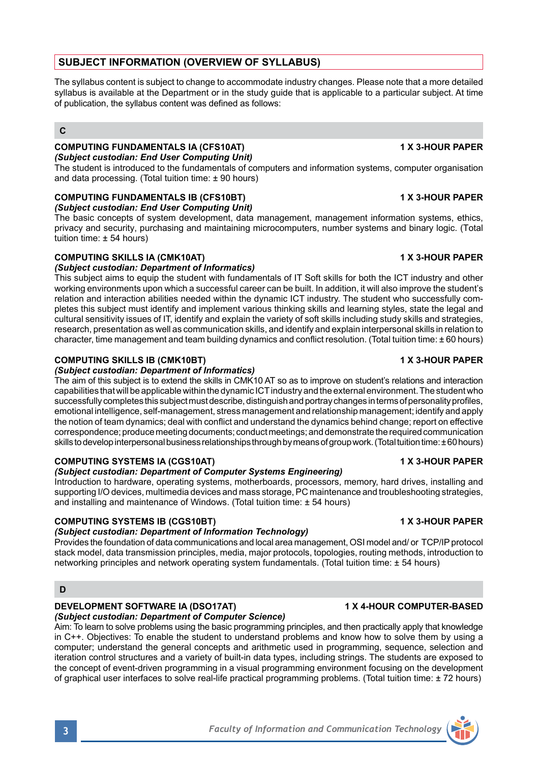## SUBJECT INFORMATION (OVERVIEW OF SYLLABUS)

The syllabus content is subject to change to accommodate industry changes. Please note that a more detailed syllabus is available at the Department or in the study guide that is applicable to a particular subject. At time of publication, the syllabus content was defined as follows:

### C

**COMPUTING FUNDAMENTALS IA (CFS10AT) — 1 X 3-HOUR PAPER**
***(Subject custodian: End User Computing Unit)***
The student is introduced to the fundamentals of computers and information systems, computer organisation and data processing. (Total tuition time: ± 90 hours)

**COMPUTING FUNDAMENTALS IB (CFS10BT) — 1 X 3-HOUR PAPER**
***(Subject custodian: End User Computing Unit)***
The basic concepts of system development, data management, management information systems, ethics, privacy and security, purchasing and maintaining microcomputers, number systems and binary logic. (Total tuition time: ± 54 hours)

**COMPUTING SKILLS IA (CMK10AT) — 1 X 3-HOUR PAPER**
***(Subject custodian: Department of Informatics)***
This subject aims to equip the student with fundamentals of IT Soft skills for both the ICT industry and other working environments upon which a successful career can be built. In addition, it will also improve the student's relation and interaction abilities needed within the dynamic ICT industry. The student who successfully completes this subject must identify and implement various thinking skills and learning styles, state the legal and cultural sensitivity issues of IT, identify and explain the variety of soft skills including study skills and strategies, research, presentation as well as communication skills, and identify and explain interpersonal skills in relation to character, time management and team building dynamics and conflict resolution. (Total tuition time: ± 60 hours)

**COMPUTING SKILLS IB (CMK10BT) — 1 X 3-HOUR PAPER**
***(Subject custodian: Department of Informatics)***
The aim of this subject is to extend the skills in CMK10 AT so as to improve on student's relations and interaction capabilities that will be applicable within the dynamic ICT industry and the external environment. The student who successfully completes this subject must describe, distinguish and portray changes in terms of personality profiles, emotional intelligence, self-management, stress management and relationship management; identify and apply the notion of team dynamics; deal with conflict and understand the dynamics behind change; report on effective correspondence; produce meeting documents; conduct meetings; and demonstrate the required communication skills to develop interpersonal business relationships through by means of group work. (Total tuition time: ± 60 hours)

**COMPUTING SYSTEMS IA (CGS10AT) — 1 X 3-HOUR PAPER**
***(Subject custodian: Department of Computer Systems Engineering)***
Introduction to hardware, operating systems, motherboards, processors, memory, hard drives, installing and supporting I/O devices, multimedia devices and mass storage, PC maintenance and troubleshooting strategies, and installing and maintenance of Windows. (Total tuition time: ± 54 hours)

**COMPUTING SYSTEMS IB (CGS10BT) — 1 X 3-HOUR PAPER**
***(Subject custodian: Department of Information Technology)***
Provides the foundation of data communications and local area management, OSI model and/ or TCP/IP protocol stack model, data transmission principles, media, major protocols, topologies, routing methods, introduction to networking principles and network operating system fundamentals. (Total tuition time: ± 54 hours)

### D

**DEVELOPMENT SOFTWARE IA (DSO17AT) — 1 X 4-HOUR COMPUTER-BASED**
***(Subject custodian: Department of Computer Science)***
Aim: To learn to solve problems using the basic programming principles, and then practically apply that knowledge in C++. Objectives: To enable the student to understand problems and know how to solve them by using a computer; understand the general concepts and arithmetic used in programming, sequence, selection and iteration control structures and a variety of built-in data types, including strings. The students are exposed to the concept of event-driven programming in a visual programming environment focusing on the development of graphical user interfaces to solve real-life practical programming problems. (Total tuition time: ± 72 hours)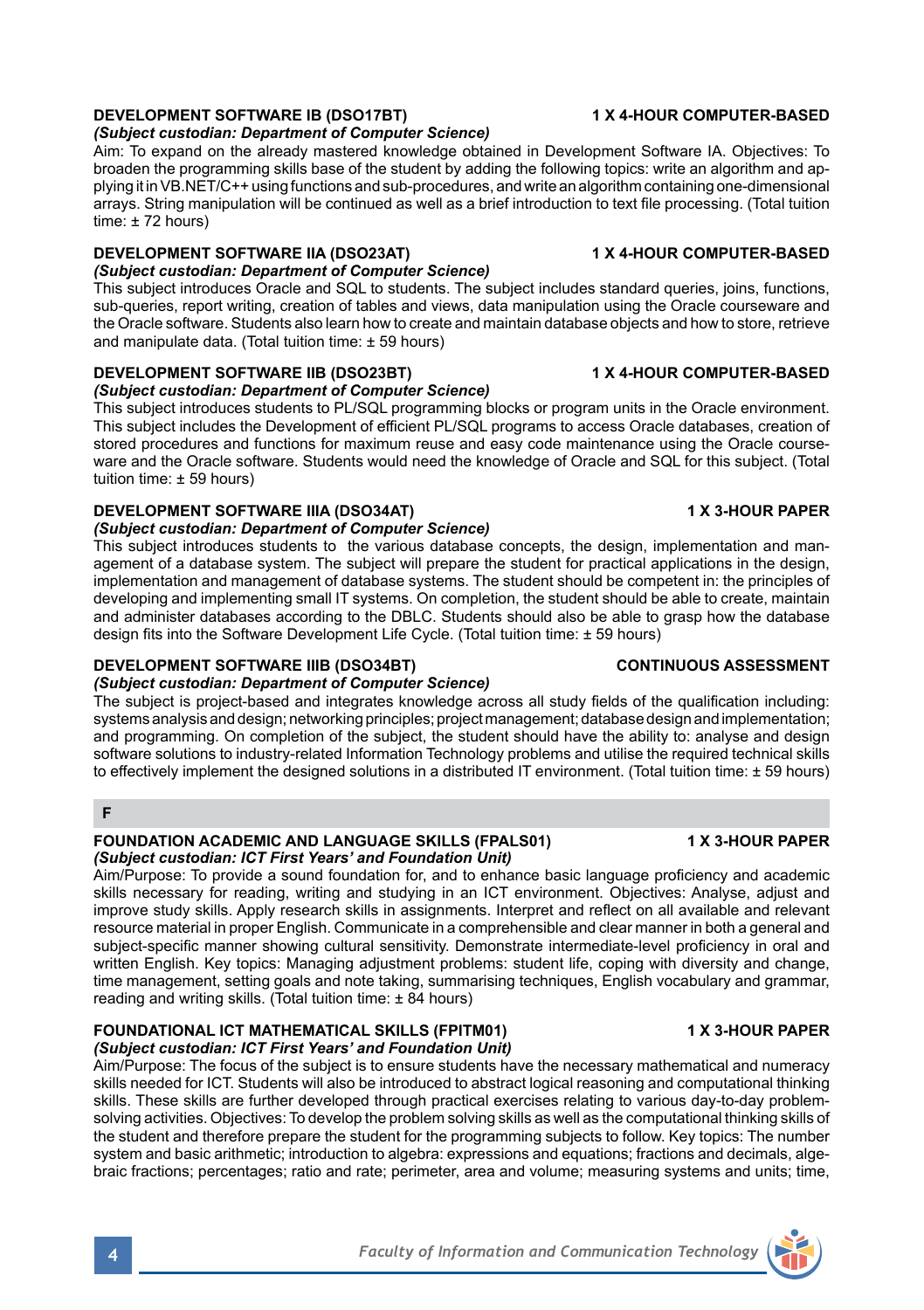**DEVELOPMENT SOFTWARE IB (DSO17BT) 1 X 4-HOUR COMPUTER-BASED**

***(Subject custodian: Department of Computer Science)***

Aim: To expand on the already mastered knowledge obtained in Development Software IA. Objectives: To broaden the programming skills base of the student by adding the following topics: write an algorithm and applying it in VB.NET/C++ using functions and sub-procedures, and write an algorithm containing one-dimensional arrays. String manipulation will be continued as well as a brief introduction to text file processing. (Total tuition time: ± 72 hours)

**DEVELOPMENT SOFTWARE IIA (DSO23AT) 1 X 4-HOUR COMPUTER-BASED**

***(Subject custodian: Department of Computer Science)***

This subject introduces Oracle and SQL to students. The subject includes standard queries, joins, functions, sub-queries, report writing, creation of tables and views, data manipulation using the Oracle courseware and the Oracle software. Students also learn how to create and maintain database objects and how to store, retrieve and manipulate data. (Total tuition time: ± 59 hours)

**DEVELOPMENT SOFTWARE IIB (DSO23BT) 1 X 4-HOUR COMPUTER-BASED**

***(Subject custodian: Department of Computer Science)***

This subject introduces students to PL/SQL programming blocks or program units in the Oracle environment. This subject includes the Development of efficient PL/SQL programs to access Oracle databases, creation of stored procedures and functions for maximum reuse and easy code maintenance using the Oracle courseware and the Oracle software. Students would need the knowledge of Oracle and SQL for this subject. (Total tuition time: ± 59 hours)

**DEVELOPMENT SOFTWARE IIIA (DSO34AT) 1 X 3-HOUR PAPER**

***(Subject custodian: Department of Computer Science)***

This subject introduces students to the various database concepts, the design, implementation and management of a database system. The subject will prepare the student for practical applications in the design, implementation and management of database systems. The student should be competent in: the principles of developing and implementing small IT systems. On completion, the student should be able to create, maintain and administer databases according to the DBLC. Students should also be able to grasp how the database design fits into the Software Development Life Cycle. (Total tuition time: ± 59 hours)

**DEVELOPMENT SOFTWARE IIIB (DSO34BT) CONTINUOUS ASSESSMENT**

***(Subject custodian: Department of Computer Science)***

The subject is project-based and integrates knowledge across all study fields of the qualification including: systems analysis and design; networking principles; project management; database design and implementation; and programming. On completion of the subject, the student should have the ability to: analyse and design software solutions to industry-related Information Technology problems and utilise the required technical skills to effectively implement the designed solutions in a distributed IT environment. (Total tuition time: ± 59 hours)

## F

**FOUNDATION ACADEMIC AND LANGUAGE SKILLS (FPALS01) 1 X 3-HOUR PAPER**

***(Subject custodian: ICT First Years' and Foundation Unit)***

Aim/Purpose: To provide a sound foundation for, and to enhance basic language proficiency and academic skills necessary for reading, writing and studying in an ICT environment. Objectives: Analyse, adjust and improve study skills. Apply research skills in assignments. Interpret and reflect on all available and relevant resource material in proper English. Communicate in a comprehensible and clear manner in both a general and subject-specific manner showing cultural sensitivity. Demonstrate intermediate-level proficiency in oral and written English. Key topics: Managing adjustment problems: student life, coping with diversity and change, time management, setting goals and note taking, summarising techniques, English vocabulary and grammar, reading and writing skills. (Total tuition time: ± 84 hours)

**FOUNDATIONAL ICT MATHEMATICAL SKILLS (FPITM01) 1 X 3-HOUR PAPER**

***(Subject custodian: ICT First Years' and Foundation Unit)***

Aim/Purpose: The focus of the subject is to ensure students have the necessary mathematical and numeracy skills needed for ICT. Students will also be introduced to abstract logical reasoning and computational thinking skills. These skills are further developed through practical exercises relating to various day-to-day problem-solving activities. Objectives: To develop the problem solving skills as well as the computational thinking skills of the student and therefore prepare the student for the programming subjects to follow. Key topics: The number system and basic arithmetic; introduction to algebra: expressions and equations; fractions and decimals, algebraic fractions; percentages; ratio and rate; perimeter, area and volume; measuring systems and units; time,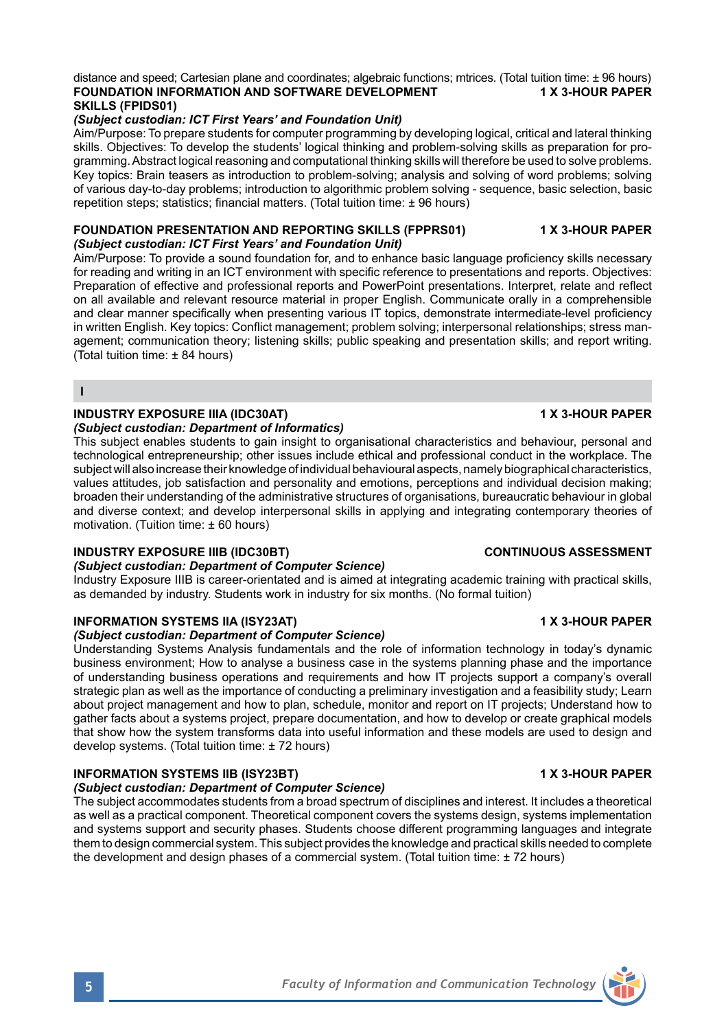distance and speed; Cartesian plane and coordinates; algebraic functions; mtrices. (Total tuition time: ± 96 hours)

**FOUNDATION INFORMATION AND SOFTWARE DEVELOPMENT SKILLS (FPIDS01)** **1 X 3-HOUR PAPER**

***(Subject custodian: ICT First Years' and Foundation Unit)***

Aim/Purpose: To prepare students for computer programming by developing logical, critical and lateral thinking skills. Objectives: To develop the students' logical thinking and problem-solving skills as preparation for programming. Abstract logical reasoning and computational thinking skills will therefore be used to solve problems. Key topics: Brain teasers as introduction to problem-solving; analysis and solving of word problems; solving of various day-to-day problems; introduction to algorithmic problem solving - sequence, basic selection, basic repetition steps; statistics; financial matters. (Total tuition time: ± 96 hours)

**FOUNDATION PRESENTATION AND REPORTING SKILLS (FPPRS01)** **1 X 3-HOUR PAPER**

***(Subject custodian: ICT First Years' and Foundation Unit)***

Aim/Purpose: To provide a sound foundation for, and to enhance basic language proficiency skills necessary for reading and writing in an ICT environment with specific reference to presentations and reports. Objectives: Preparation of effective and professional reports and PowerPoint presentations. Interpret, relate and reflect on all available and relevant resource material in proper English. Communicate orally in a comprehensible and clear manner specifically when presenting various IT topics, demonstrate intermediate-level proficiency in written English. Key topics: Conflict management; problem solving; interpersonal relationships; stress management; communication theory; listening skills; public speaking and presentation skills; and report writing. (Total tuition time: ± 84 hours)

## I

**INDUSTRY EXPOSURE IIIA (IDC30AT)** **1 X 3-HOUR PAPER**

***(Subject custodian: Department of Informatics)***

This subject enables students to gain insight to organisational characteristics and behaviour, personal and technological entrepreneurship; other issues include ethical and professional conduct in the workplace. The subject will also increase their knowledge of individual behavioural aspects, namely biographical characteristics, values attitudes, job satisfaction and personality and emotions, perceptions and individual decision making; broaden their understanding of the administrative structures of organisations, bureaucratic behaviour in global and diverse context; and develop interpersonal skills in applying and integrating contemporary theories of motivation. (Tuition time: ± 60 hours)

**INDUSTRY EXPOSURE IIIB (IDC30BT)** **CONTINUOUS ASSESSMENT**

***(Subject custodian: Department of Computer Science)***

Industry Exposure IIIB is career-orientated and is aimed at integrating academic training with practical skills, as demanded by industry. Students work in industry for six months. (No formal tuition)

**INFORMATION SYSTEMS IIA (ISY23AT)** **1 X 3-HOUR PAPER**

***(Subject custodian: Department of Computer Science)***

Understanding Systems Analysis fundamentals and the role of information technology in today's dynamic business environment; How to analyse a business case in the systems planning phase and the importance of understanding business operations and requirements and how IT projects support a company's overall strategic plan as well as the importance of conducting a preliminary investigation and a feasibility study; Learn about project management and how to plan, schedule, monitor and report on IT projects; Understand how to gather facts about a systems project, prepare documentation, and how to develop or create graphical models that show how the system transforms data into useful information and these models are used to design and develop systems. (Total tuition time: ± 72 hours)

**INFORMATION SYSTEMS IIB (ISY23BT)** **1 X 3-HOUR PAPER**

***(Subject custodian: Department of Computer Science)***

The subject accommodates students from a broad spectrum of disciplines and interest. It includes a theoretical as well as a practical component. Theoretical component covers the systems design, systems implementation and systems support and security phases. Students choose different programming languages and integrate them to design commercial system. This subject provides the knowledge and practical skills needed to complete the development and design phases of a commercial system. (Total tuition time: ± 72 hours)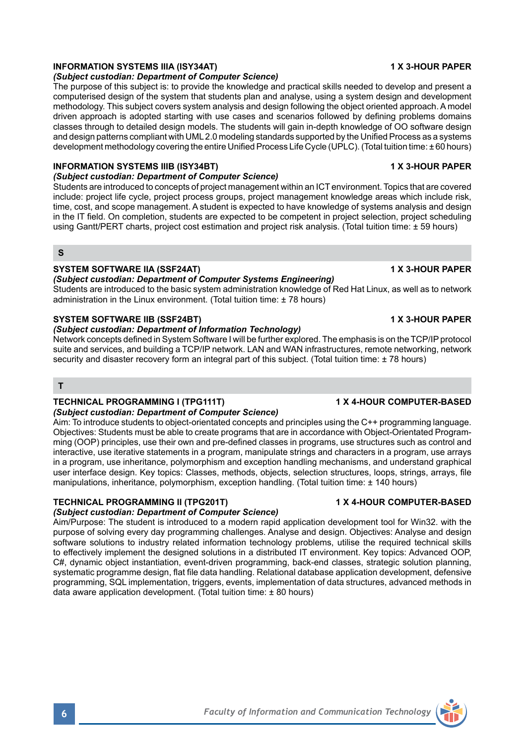### INFORMATION SYSTEMS IIIA (ISY34AT) — 1 X 3-HOUR PAPER

*(Subject custodian: Department of Computer Science)*

The purpose of this subject is: to provide the knowledge and practical skills needed to develop and present a computerised design of the system that students plan and analyse, using a system design and development methodology. This subject covers system analysis and design following the object oriented approach. A model driven approach is adopted starting with use cases and scenarios followed by defining problems domains classes through to detailed design models. The students will gain in-depth knowledge of OO software design and design patterns compliant with UML 2.0 modeling standards supported by the Unified Process as a systems development methodology covering the entire Unified Process Life Cycle (UPLC). (Total tuition time: ± 60 hours)

### INFORMATION SYSTEMS IIIB (ISY34BT) — 1 X 3-HOUR PAPER

*(Subject custodian: Department of Computer Science)*

Students are introduced to concepts of project management within an ICT environment. Topics that are covered include: project life cycle, project process groups, project management knowledge areas which include risk, time, cost, and scope management. A student is expected to have knowledge of systems analysis and design in the IT field. On completion, students are expected to be competent in project selection, project scheduling using Gantt/PERT charts, project cost estimation and project risk analysis. (Total tuition time: ± 59 hours)

## S

### SYSTEM SOFTWARE IIA (SSF24AT) — 1 X 3-HOUR PAPER

*(Subject custodian: Department of Computer Systems Engineering)*

Students are introduced to the basic system administration knowledge of Red Hat Linux, as well as to network administration in the Linux environment. (Total tuition time: ± 78 hours)

### SYSTEM SOFTWARE IIB (SSF24BT) — 1 X 3-HOUR PAPER

*(Subject custodian: Department of Information Technology)*

Network concepts defined in System Software I will be further explored. The emphasis is on the TCP/IP protocol suite and services, and building a TCP/IP network. LAN and WAN infrastructures, remote networking, network security and disaster recovery form an integral part of this subject. (Total tuition time: ± 78 hours)

## T

### TECHNICAL PROGRAMMING I (TPG111T) — 1 X 4-HOUR COMPUTER-BASED

*(Subject custodian: Department of Computer Science)*

Aim: To introduce students to object-orientated concepts and principles using the C++ programming language. Objectives: Students must be able to create programs that are in accordance with Object-Orientated Programming (OOP) principles, use their own and pre-defined classes in programs, use structures such as control and interactive, use iterative statements in a program, manipulate strings and characters in a program, use arrays in a program, use inheritance, polymorphism and exception handling mechanisms, and understand graphical user interface design. Key topics: Classes, methods, objects, selection structures, loops, strings, arrays, file manipulations, inheritance, polymorphism, exception handling. (Total tuition time: ± 140 hours)

### TECHNICAL PROGRAMMING II (TPG201T) — 1 X 4-HOUR COMPUTER-BASED

*(Subject custodian: Department of Computer Science)*

Aim/Purpose: The student is introduced to a modern rapid application development tool for Win32. with the purpose of solving every day programming challenges. Analyse and design. Objectives: Analyse and design software solutions to industry related information technology problems, utilise the required technical skills to effectively implement the designed solutions in a distributed IT environment. Key topics: Advanced OOP, C#, dynamic object instantiation, event-driven programming, back-end classes, strategic solution planning, systematic programme design, flat file data handling. Relational database application development, defensive programming, SQL implementation, triggers, events, implementation of data structures, advanced methods in data aware application development. (Total tuition time: ± 80 hours)